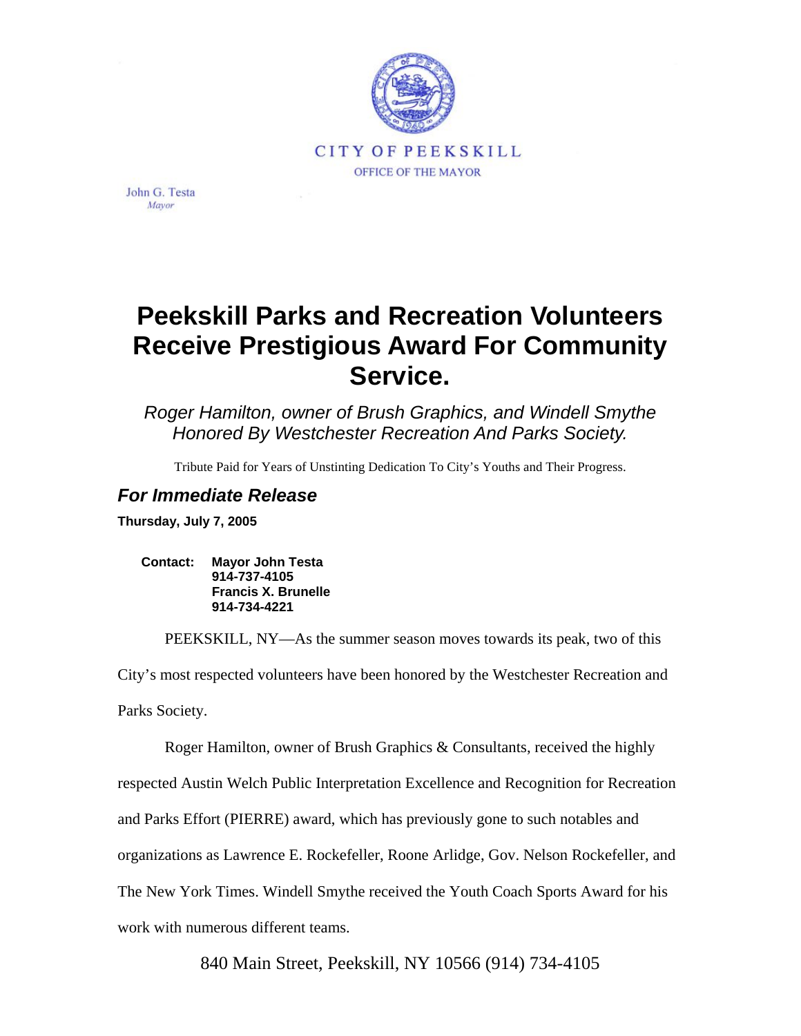CITY OF PEEKSKILL

OFFICE OF THE MAYOR

John G. Testa
*Mayor*

# Peekskill Parks and Recreation Volunteers Receive Prestigious Award For Community Service.

*Roger Hamilton, owner of Brush Graphics, and Windell Smythe Honored By Westchester Recreation And Parks Society.*

Tribute Paid for Years of Unstinting Dedication To City's Youths and Their Progress.

## *For Immediate Release*

**Thursday, July 7, 2005**

**Contact: Mayor John Testa**
**914-737-4105**
**Francis X. Brunelle**
**914-734-4221**

PEEKSKILL, NY—As the summer season moves towards its peak, two of this City's most respected volunteers have been honored by the Westchester Recreation and Parks Society.

Roger Hamilton, owner of Brush Graphics & Consultants, received the highly respected Austin Welch Public Interpretation Excellence and Recognition for Recreation and Parks Effort (PIERRE) award, which has previously gone to such notables and organizations as Lawrence E. Rockefeller, Roone Arlidge, Gov. Nelson Rockefeller, and The New York Times. Windell Smythe received the Youth Coach Sports Award for his work with numerous different teams.

840 Main Street, Peekskill, NY 10566 (914) 734-4105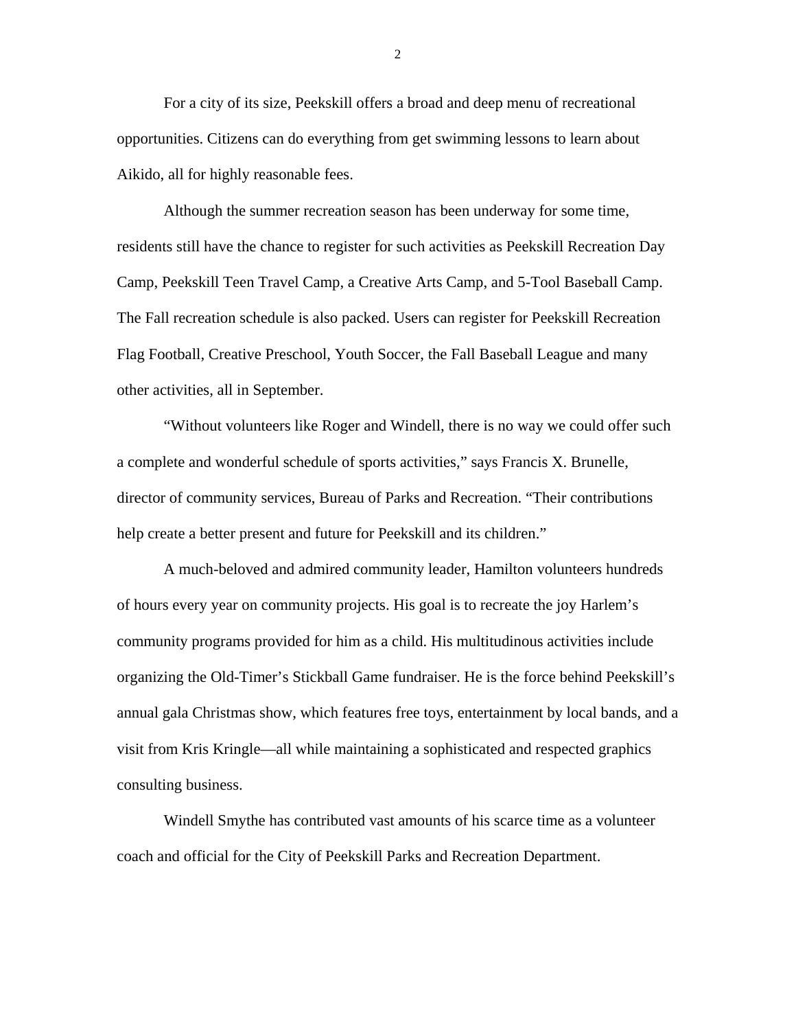For a city of its size, Peekskill offers a broad and deep menu of recreational opportunities. Citizens can do everything from get swimming lessons to learn about Aikido, all for highly reasonable fees.

Although the summer recreation season has been underway for some time, residents still have the chance to register for such activities as Peekskill Recreation Day Camp, Peekskill Teen Travel Camp, a Creative Arts Camp, and 5-Tool Baseball Camp. The Fall recreation schedule is also packed. Users can register for Peekskill Recreation Flag Football, Creative Preschool, Youth Soccer, the Fall Baseball League and many other activities, all in September.

"Without volunteers like Roger and Windell, there is no way we could offer such a complete and wonderful schedule of sports activities," says Francis X. Brunelle, director of community services, Bureau of Parks and Recreation. "Their contributions help create a better present and future for Peekskill and its children."

A much-beloved and admired community leader, Hamilton volunteers hundreds of hours every year on community projects. His goal is to recreate the joy Harlem's community programs provided for him as a child. His multitudinous activities include organizing the Old-Timer's Stickball Game fundraiser. He is the force behind Peekskill's annual gala Christmas show, which features free toys, entertainment by local bands, and a visit from Kris Kringle—all while maintaining a sophisticated and respected graphics consulting business.

Windell Smythe has contributed vast amounts of his scarce time as a volunteer coach and official for the City of Peekskill Parks and Recreation Department.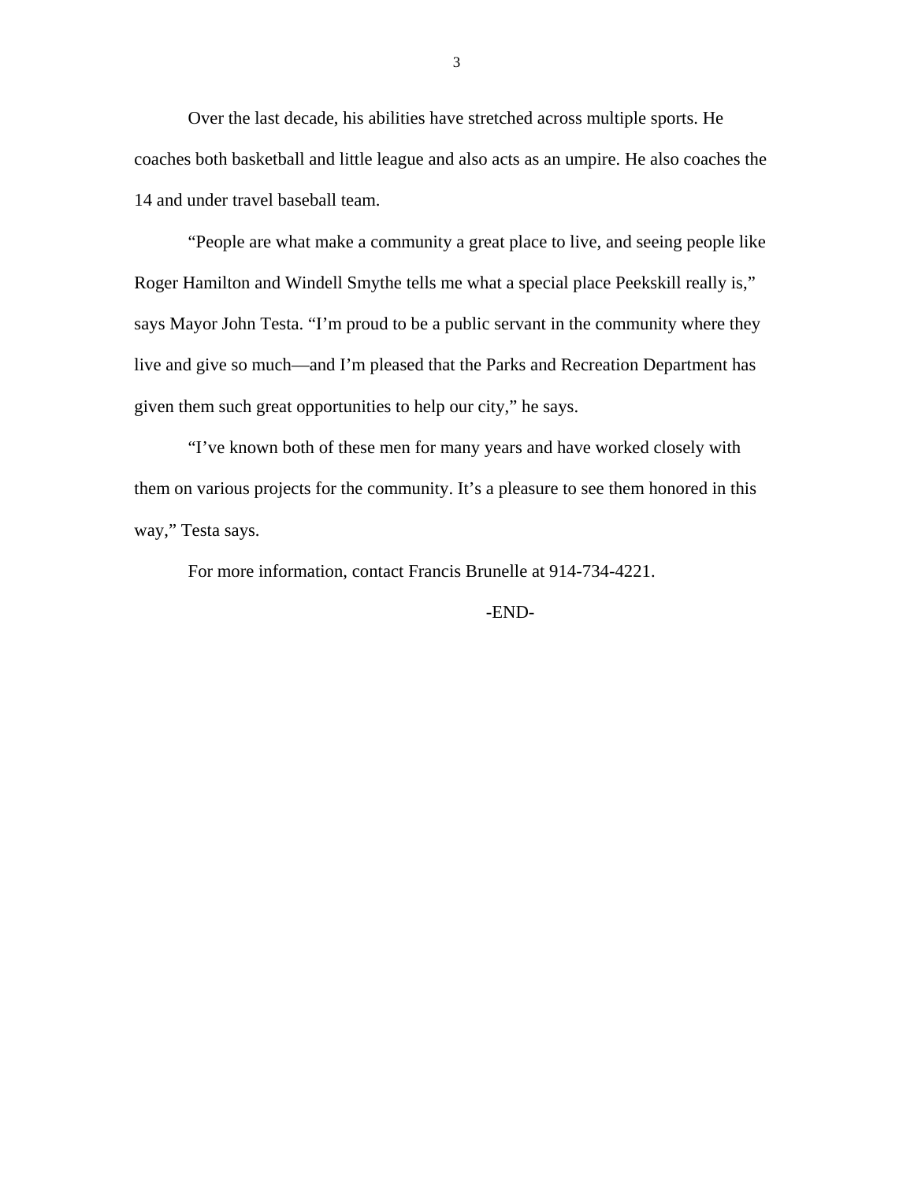Over the last decade, his abilities have stretched across multiple sports. He coaches both basketball and little league and also acts as an umpire. He also coaches the 14 and under travel baseball team.

"People are what make a community a great place to live, and seeing people like Roger Hamilton and Windell Smythe tells me what a special place Peekskill really is," says Mayor John Testa. "I'm proud to be a public servant in the community where they live and give so much—and I'm pleased that the Parks and Recreation Department has given them such great opportunities to help our city," he says.

"I've known both of these men for many years and have worked closely with them on various projects for the community. It's a pleasure to see them honored in this way," Testa says.

For more information, contact Francis Brunelle at 914-734-4221.

-END-